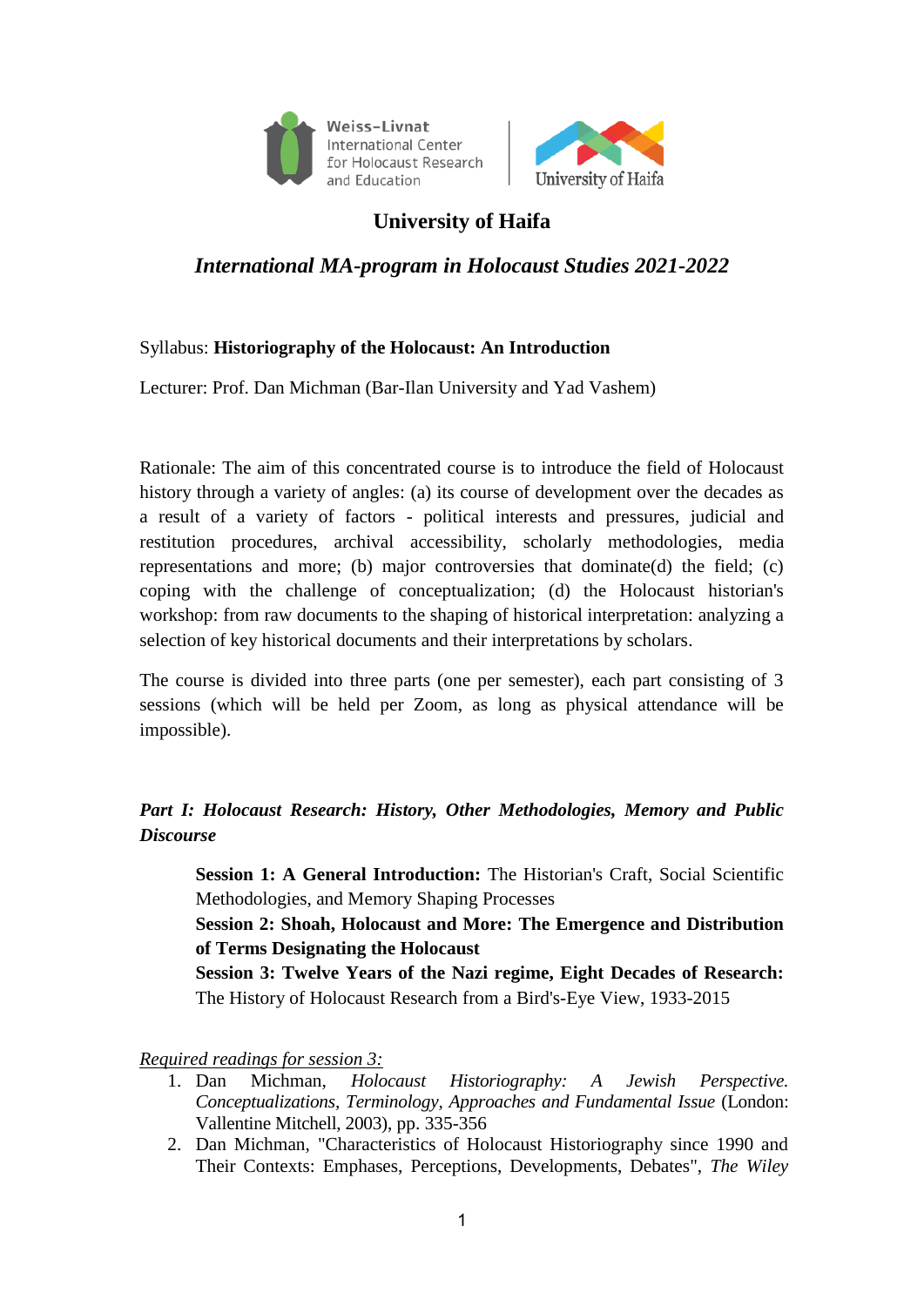Weiss-Livnat International Center for Holocaust Research and Education

University of Haifa

# University of Haifa

## *International MA-program in Holocaust Studies 2021-2022*

Syllabus: **Historiography of the Holocaust: An Introduction**

Lecturer: Prof. Dan Michman (Bar-Ilan University and Yad Vashem)

Rationale: The aim of this concentrated course is to introduce the field of Holocaust history through a variety of angles: (a) its course of development over the decades as a result of a variety of factors - political interests and pressures, judicial and restitution procedures, archival accessibility, scholarly methodologies, media representations and more; (b) major controversies that dominate(d) the field; (c) coping with the challenge of conceptualization; (d) the Holocaust historian's workshop: from raw documents to the shaping of historical interpretation: analyzing a selection of key historical documents and their interpretations by scholars.

The course is divided into three parts (one per semester), each part consisting of 3 sessions (which will be held per Zoom, as long as physical attendance will be impossible).

### *Part I: Holocaust Research: History, Other Methodologies, Memory and Public Discourse*

**Session 1: A General Introduction:** The Historian's Craft, Social Scientific Methodologies, and Memory Shaping Processes

**Session 2: Shoah, Holocaust and More: The Emergence and Distribution of Terms Designating the Holocaust**

**Session 3: Twelve Years of the Nazi regime, Eight Decades of Research:** The History of Holocaust Research from a Bird's-Eye View, 1933-2015

*Required readings for session 3:*

1. Dan Michman, *Holocaust Historiography: A Jewish Perspective. Conceptualizations, Terminology, Approaches and Fundamental Issue* (London: Vallentine Mitchell, 2003), pp. 335-356
2. Dan Michman, "Characteristics of Holocaust Historiography since 1990 and Their Contexts: Emphases, Perceptions, Developments, Debates", *The Wiley*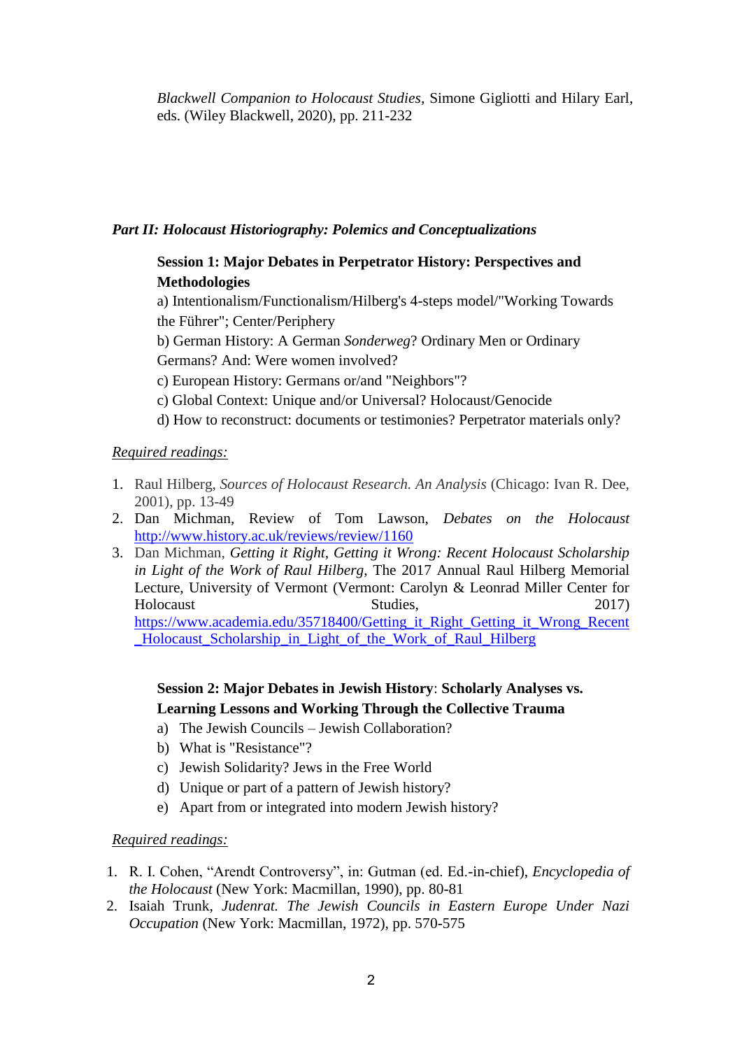*Blackwell Companion to Holocaust Studies*, Simone Gigliotti and Hilary Earl, eds. (Wiley Blackwell, 2020), pp. 211-232

***Part II: Holocaust Historiography: Polemics and Conceptualizations***

**Session 1: Major Debates in Perpetrator History: Perspectives and Methodologies**

a) Intentionalism/Functionalism/Hilberg's 4-steps model/"Working Towards the Führer"; Center/Periphery
b) German History: A German *Sonderweg*? Ordinary Men or Ordinary Germans? And: Were women involved?
c) European History: Germans or/and "Neighbors"?
c) Global Context: Unique and/or Universal? Holocaust/Genocide
d) How to reconstruct: documents or testimonies? Perpetrator materials only?

<u>*Required readings:*</u>

1. Raul Hilberg, *Sources of Holocaust Research. An Analysis* (Chicago: Ivan R. Dee, 2001), pp. 13-49
2. Dan Michman, Review of Tom Lawson, *Debates on the Holocaust* http://www.history.ac.uk/reviews/review/1160
3. Dan Michman, *Getting it Right, Getting it Wrong: Recent Holocaust Scholarship in Light of the Work of Raul Hilberg*, The 2017 Annual Raul Hilberg Memorial Lecture, University of Vermont (Vermont: Carolyn & Leonrad Miller Center for Holocaust Studies, 2017) https://www.academia.edu/35718400/Getting_it_Right_Getting_it_Wrong_Recent_Holocaust_Scholarship_in_Light_of_the_Work_of_Raul_Hilberg

**Session 2: Major Debates in Jewish History: Scholarly Analyses vs. Learning Lessons and Working Through the Collective Trauma**

a) The Jewish Councils – Jewish Collaboration?
b) What is "Resistance"?
c) Jewish Solidarity? Jews in the Free World
d) Unique or part of a pattern of Jewish history?
e) Apart from or integrated into modern Jewish history?

<u>*Required readings:*</u>

1. R. I. Cohen, "Arendt Controversy", in: Gutman (ed. Ed.-in-chief), *Encyclopedia of the Holocaust* (New York: Macmillan, 1990), pp. 80-81
2. Isaiah Trunk, *Judenrat. The Jewish Councils in Eastern Europe Under Nazi Occupation* (New York: Macmillan, 1972), pp. 570-575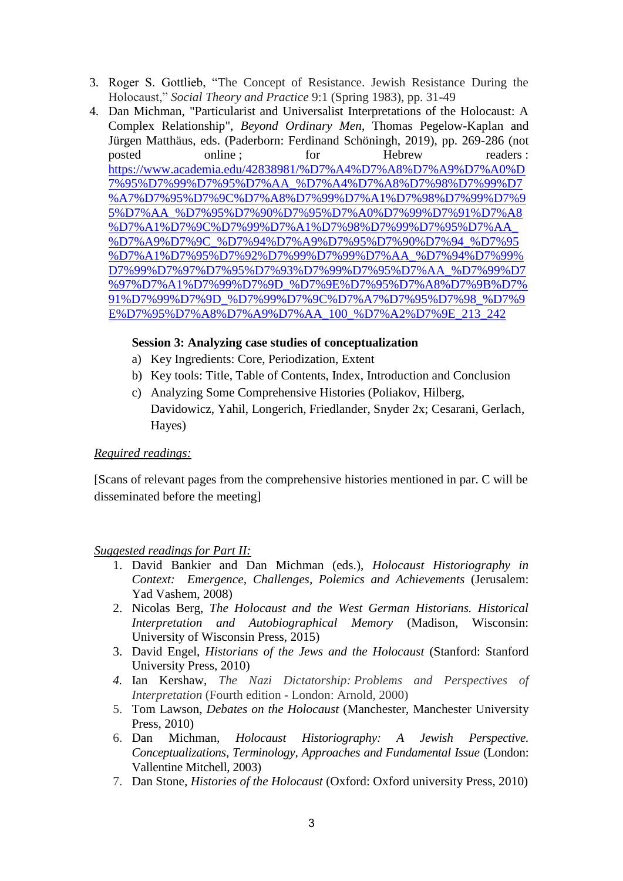3. Roger S. Gottlieb, "The Concept of Resistance. Jewish Resistance During the Holocaust," *Social Theory and Practice* 9:1 (Spring 1983), pp. 31-49
4. Dan Michman, "Particularist and Universalist Interpretations of the Holocaust: A Complex Relationship", *Beyond Ordinary Men*, Thomas Pegelow-Kaplan and Jürgen Matthäus, eds. (Paderborn: Ferdinand Schöningh, 2019), pp. 269-286 (not posted online ; for Hebrew readers : https://www.academia.edu/42838981/%D7%A4%D7%A8%D7%99%D7%A0%D7%95%D7%99%D7%95%D7%AA_%D7%A4%D7%A8%D7%98%D7%99%D7%A7%D7%95%D7%9C%D7%A8%D7%99%D7%A1%D7%98%D7%99%D7%95%D7%AA_%D7%95%D7%90%D7%95%D7%A0%D7%99%D7%91%D7%A8%D7%A1%D7%9C%D7%99%D7%A1%D7%98%D7%99%D7%95%D7%AA_%D7%A9%D7%9C_%D7%94%D7%A9%D7%95%D7%90%D7%94_%D7%95%D7%A1%D7%95%D7%92%D7%99%D7%99%D7%AA_%D7%94%D7%99%D7%99%D7%97%D7%95%D7%93%D7%99%D7%95%D7%AA_%D7%99%D7%97%D7%A1%D7%99%D7%9D_%D7%9E%D7%95%D7%A8%D7%9B%D7%91%D7%99%D7%9D_%D7%99%D7%9C%D7%A7%D7%95%D7%98_%D7%9E%D7%95%D7%A8%D7%A9%D7%AA_100_%D7%A2%D7%9E_213_242

**Session 3: Analyzing case studies of conceptualization**

a) Key Ingredients: Core, Periodization, Extent
b) Key tools: Title, Table of Contents, Index, Introduction and Conclusion
c) Analyzing Some Comprehensive Histories (Poliakov, Hilberg, Davidowicz, Yahil, Longerich, Friedlander, Snyder 2x; Cesarani, Gerlach, Hayes)

*Required readings:*

[Scans of relevant pages from the comprehensive histories mentioned in par. C will be disseminated before the meeting]

*Suggested readings for Part II:*

1. David Bankier and Dan Michman (eds.), *Holocaust Historiography in Context: Emergence, Challenges, Polemics and Achievements* (Jerusalem: Yad Vashem, 2008)
2. Nicolas Berg, *The Holocaust and the West German Historians. Historical Interpretation and Autobiographical Memory* (Madison, Wisconsin: University of Wisconsin Press, 2015)
3. David Engel, *Historians of the Jews and the Holocaust* (Stanford: Stanford University Press, 2010)
4. Ian Kershaw, *The Nazi Dictatorship: Problems and Perspectives of Interpretation* (Fourth edition - London: Arnold, 2000)
5. Tom Lawson, *Debates on the Holocaust* (Manchester, Manchester University Press, 2010)
6. Dan Michman, *Holocaust Historiography: A Jewish Perspective. Conceptualizations, Terminology, Approaches and Fundamental Issue* (London: Vallentine Mitchell, 2003)
7. Dan Stone, *Histories of the Holocaust* (Oxford: Oxford university Press, 2010)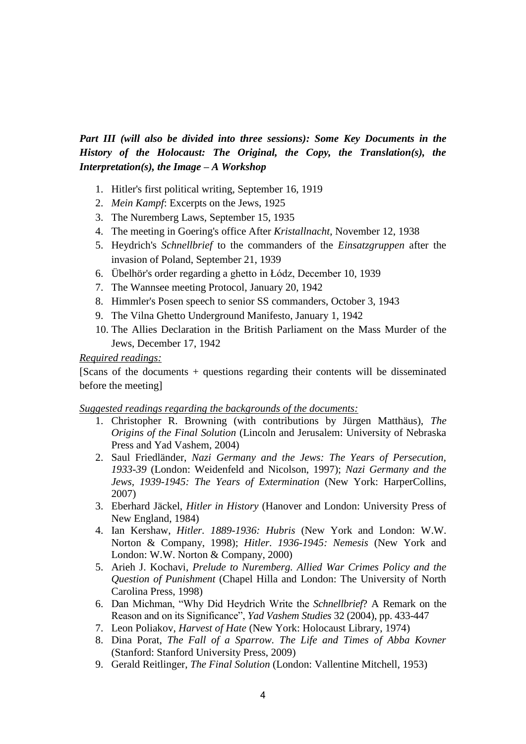***Part III (will also be divided into three sessions): Some Key Documents in the History of the Holocaust: The Original, the Copy, the Translation(s), the Interpretation(s), the Image – A Workshop***

1. Hitler's first political writing, September 16, 1919
2. *Mein Kampf*: Excerpts on the Jews, 1925
3. The Nuremberg Laws, September 15, 1935
4. The meeting in Goering's office After *Kristallnacht*, November 12, 1938
5. Heydrich's *Schnellbrief* to the commanders of the *Einsatzgruppen* after the invasion of Poland, September 21, 1939
6. Übelhör's order regarding a ghetto in Łódz, December 10, 1939
7. The Wannsee meeting Protocol, January 20, 1942
8. Himmler's Posen speech to senior SS commanders, October 3, 1943
9. The Vilna Ghetto Underground Manifesto, January 1, 1942
10. The Allies Declaration in the British Parliament on the Mass Murder of the Jews, December 17, 1942

<u>*Required readings:*</u>

[Scans of the documents + questions regarding their contents will be disseminated before the meeting]

<u>*Suggested readings regarding the backgrounds of the documents:*</u>

1. Christopher R. Browning (with contributions by Jürgen Matthäus), *The Origins of the Final Solution* (Lincoln and Jerusalem: University of Nebraska Press and Yad Vashem, 2004)
2. Saul Friedländer, *Nazi Germany and the Jews: The Years of Persecution, 1933-39* (London: Weidenfeld and Nicolson, 1997); *Nazi Germany and the Jews, 1939-1945: The Years of Extermination* (New York: HarperCollins, 2007)
3. Eberhard Jäckel, *Hitler in History* (Hanover and London: University Press of New England, 1984)
4. Ian Kershaw, *Hitler. 1889-1936: Hubris* (New York and London: W.W. Norton & Company, 1998); *Hitler. 1936-1945: Nemesis* (New York and London: W.W. Norton & Company, 2000)
5. Arieh J. Kochavi, *Prelude to Nuremberg. Allied War Crimes Policy and the Question of Punishment* (Chapel Hilla and London: The University of North Carolina Press, 1998)
6. Dan Michman, "Why Did Heydrich Write the *Schnellbrief*? A Remark on the Reason and on its Significance", *Yad Vashem Studies* 32 (2004), pp. 433-447
7. Leon Poliakov, *Harvest of Hate* (New York: Holocaust Library, 1974)
8. Dina Porat, *The Fall of a Sparrow. The Life and Times of Abba Kovner* (Stanford: Stanford University Press, 2009)
9. Gerald Reitlinger, *The Final Solution* (London: Vallentine Mitchell, 1953)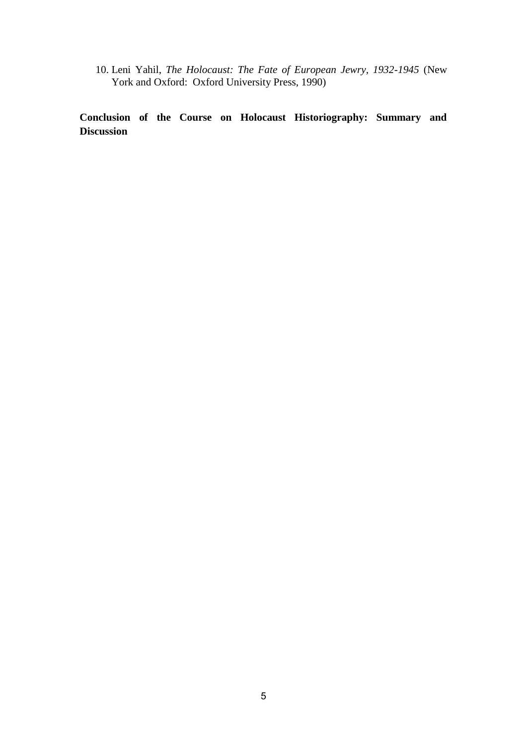10. Leni Yahil, *The Holocaust: The Fate of European Jewry, 1932-1945* (New York and Oxford: Oxford University Press, 1990)

**Conclusion of the Course on Holocaust Historiography: Summary and Discussion**